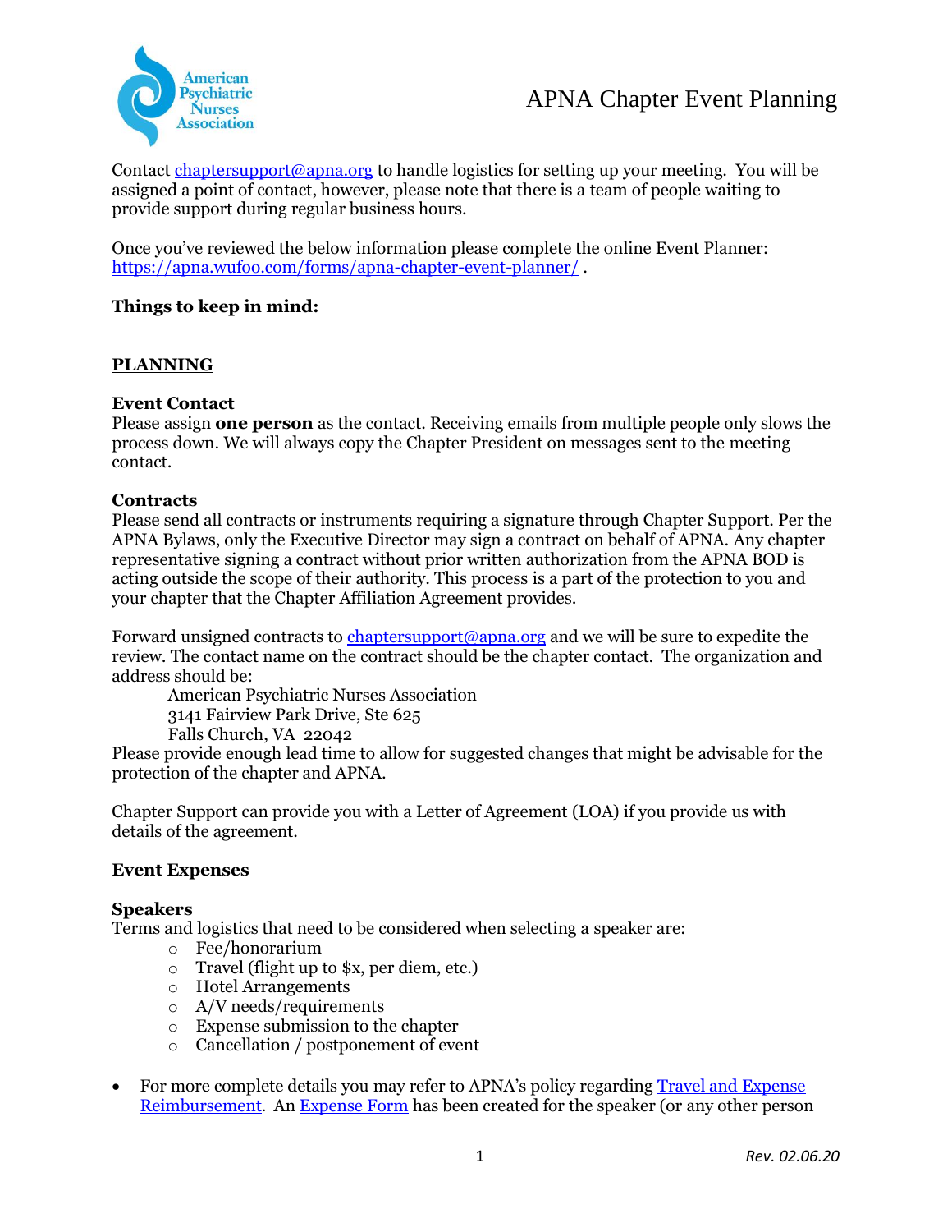# APNA Chapter Event Planning

Contact [chaptersupport@apna.org](mailto:chaptersupport@apna.org) to handle logistics for setting up your meeting. You will be assigned a point of contact, however, please note that there is a team of people waiting to provide support during regular business hours.

Once you've reviewed the below information please complete the online Event Planner: [https://apna.wufoo.com/forms/apna-chapter-event-planner/](https://apna.wufoo.com/forms/apna-chapter-event-planner/) .

**Things to keep in mind:**

## PLANNING

### Event Contact

Please assign **one person** as the contact. Receiving emails from multiple people only slows the process down. We will always copy the Chapter President on messages sent to the meeting contact.

### Contracts

Please send all contracts or instruments requiring a signature through Chapter Support. Per the APNA Bylaws, only the Executive Director may sign a contract on behalf of APNA. Any chapter representative signing a contract without prior written authorization from the APNA BOD is acting outside the scope of their authority. This process is a part of the protection to you and your chapter that the Chapter Affiliation Agreement provides.

Forward unsigned contracts to [chaptersupport@apna.org](mailto:chaptersupport@apna.org) and we will be sure to expedite the review. The contact name on the contract should be the chapter contact. The organization and address should be:

> American Psychiatric Nurses Association
> 3141 Fairview Park Drive, Ste 625
> Falls Church, VA 22042

Please provide enough lead time to allow for suggested changes that might be advisable for the protection of the chapter and APNA.

Chapter Support can provide you with a Letter of Agreement (LOA) if you provide us with details of the agreement.

### Event Expenses

### Speakers

Terms and logistics that need to be considered when selecting a speaker are:

- Fee/honorarium
- Travel (flight up to $x, per diem, etc.)
- Hotel Arrangements
- A/V needs/requirements
- Expense submission to the chapter
- Cancellation / postponement of event

- For more complete details you may refer to APNA's policy regarding Travel and Expense Reimbursement. An Expense Form has been created for the speaker (or any other person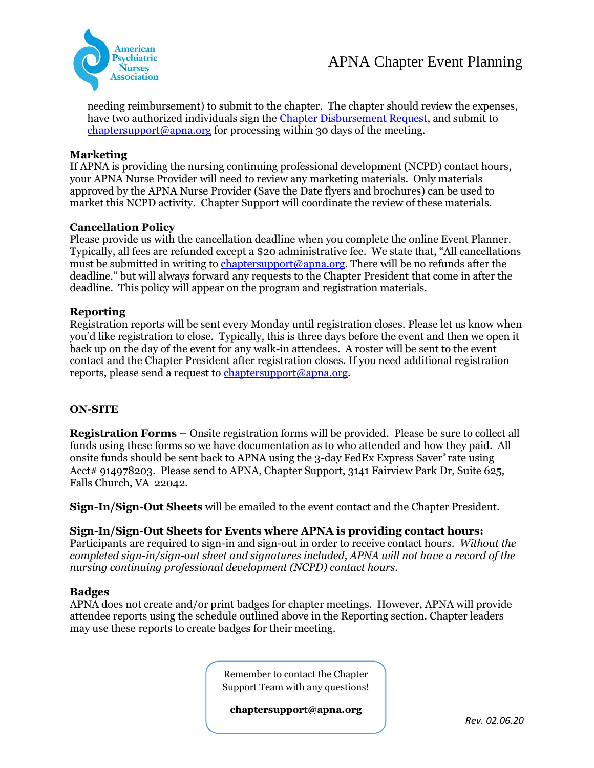needing reimbursement) to submit to the chapter. The chapter should review the expenses, have two authorized individuals sign the Chapter Disbursement Request, and submit to chaptersupport@apna.org for processing within 30 days of the meeting.

**Marketing**
If APNA is providing the nursing continuing professional development (NCPD) contact hours, your APNA Nurse Provider will need to review any marketing materials. Only materials approved by the APNA Nurse Provider (Save the Date flyers and brochures) can be used to market this NCPD activity. Chapter Support will coordinate the review of these materials.

**Cancellation Policy**
Please provide us with the cancellation deadline when you complete the online Event Planner. Typically, all fees are refunded except a $20 administrative fee. We state that, "All cancellations must be submitted in writing to chaptersupport@apna.org. There will be no refunds after the deadline." but will always forward any requests to the Chapter President that come in after the deadline. This policy will appear on the program and registration materials.

**Reporting**
Registration reports will be sent every Monday until registration closes. Please let us know when you'd like registration to close. Typically, this is three days before the event and then we open it back up on the day of the event for any walk-in attendees. A roster will be sent to the event contact and the Chapter President after registration closes. If you need additional registration reports, please send a request to chaptersupport@apna.org.

## ON-SITE

**Registration Forms –** Onsite registration forms will be provided. Please be sure to collect all funds using these forms so we have documentation as to who attended and how they paid. All onsite funds should be sent back to APNA using the 3-day FedEx Express Saver® rate using Acct# 914978203. Please send to APNA, Chapter Support, 3141 Fairview Park Dr, Suite 625, Falls Church, VA 22042.

**Sign-In/Sign-Out Sheets** will be emailed to the event contact and the Chapter President.

**Sign-In/Sign-Out Sheets for Events where APNA is providing contact hours:**
Participants are required to sign-in and sign-out in order to receive contact hours. *Without the completed sign-in/sign-out sheet and signatures included, APNA will not have a record of the nursing continuing professional development (NCPD) contact hours.*

**Badges**
APNA does not create and/or print badges for chapter meetings. However, APNA will provide attendee reports using the schedule outlined above in the Reporting section. Chapter leaders may use these reports to create badges for their meeting.

Remember to contact the Chapter Support Team with any questions!

**chaptersupport@apna.org**

*Rev. 02.06.20*